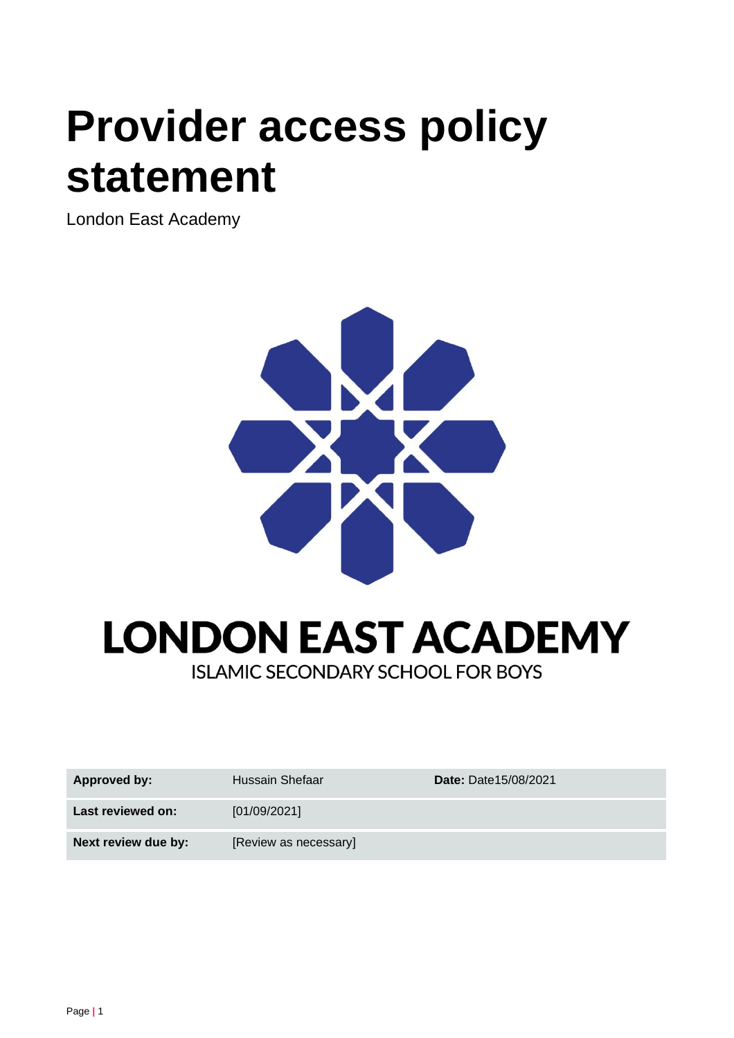# Provider access policy statement

London East Academy

LONDON EAST ACADEMY

ISLAMIC SECONDARY SCHOOL FOR BOYS

| | | |
|---|---|---|
| **Approved by:** | Hussain Shefaar | **Date:** Date15/08/2021 |
| **Last reviewed on:** | [01/09/2021] | |
| **Next review due by:** | [Review as necessary] | |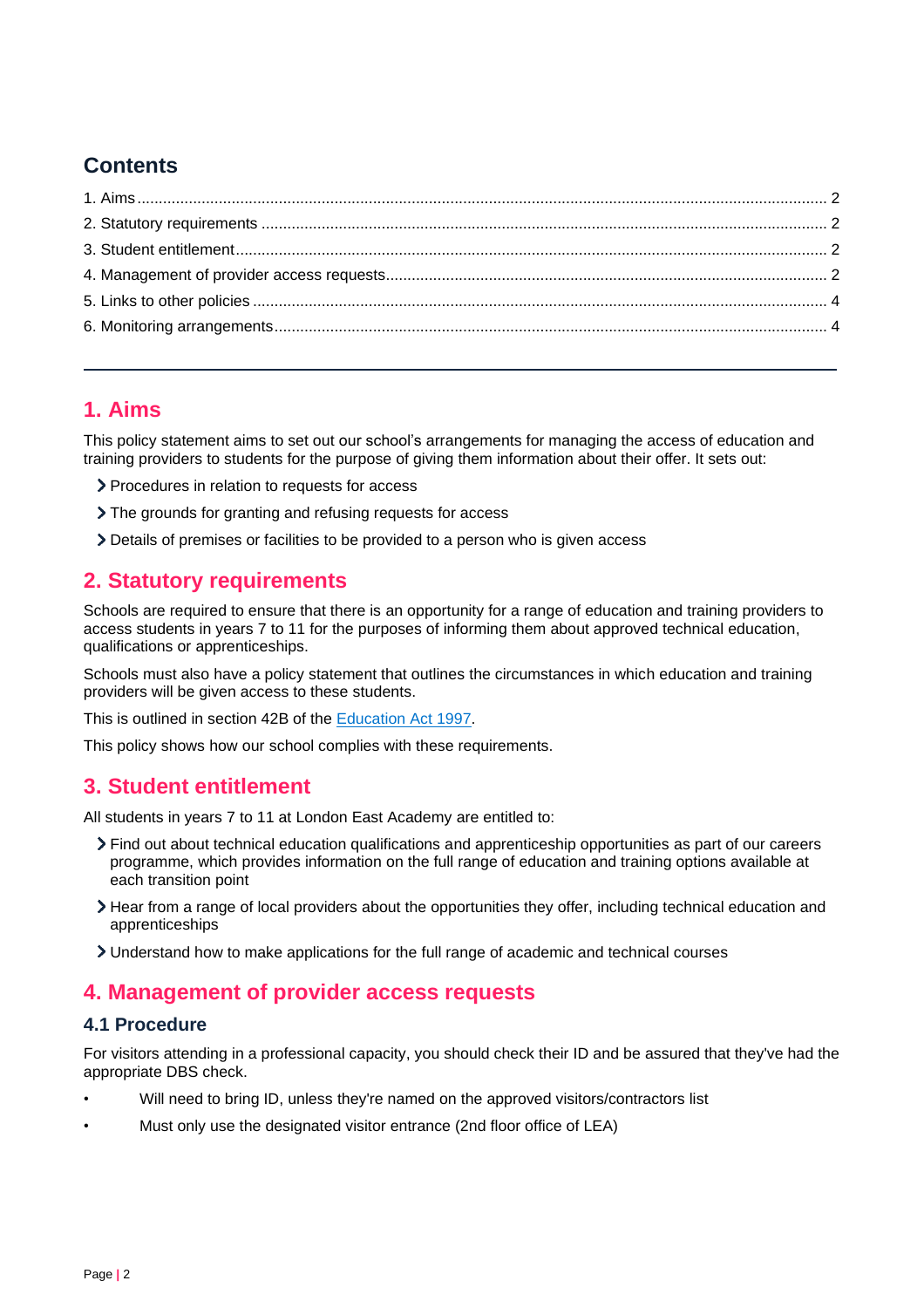## Contents

1. Aims ..... 2
2. Statutory requirements ..... 2
3. Student entitlement ..... 2
4. Management of provider access requests ..... 2
5. Links to other policies ..... 4
6. Monitoring arrangements ..... 4

---

## 1. Aims

This policy statement aims to set out our school's arrangements for managing the access of education and training providers to students for the purpose of giving them information about their offer. It sets out:

- Procedures in relation to requests for access
- The grounds for granting and refusing requests for access
- Details of premises or facilities to be provided to a person who is given access

## 2. Statutory requirements

Schools are required to ensure that there is an opportunity for a range of education and training providers to access students in years 7 to 11 for the purposes of informing them about approved technical education, qualifications or apprenticeships.

Schools must also have a policy statement that outlines the circumstances in which education and training providers will be given access to these students.

This is outlined in section 42B of the Education Act 1997.

This policy shows how our school complies with these requirements.

## 3. Student entitlement

All students in years 7 to 11 at London East Academy are entitled to:

- Find out about technical education qualifications and apprenticeship opportunities as part of our careers programme, which provides information on the full range of education and training options available at each transition point
- Hear from a range of local providers about the opportunities they offer, including technical education and apprenticeships
- Understand how to make applications for the full range of academic and technical courses

## 4. Management of provider access requests

### 4.1 Procedure

For visitors attending in a professional capacity, you should check their ID and be assured that they've had the appropriate DBS check.

- Will need to bring ID, unless they're named on the approved visitors/contractors list
- Must only use the designated visitor entrance (2nd floor office of LEA)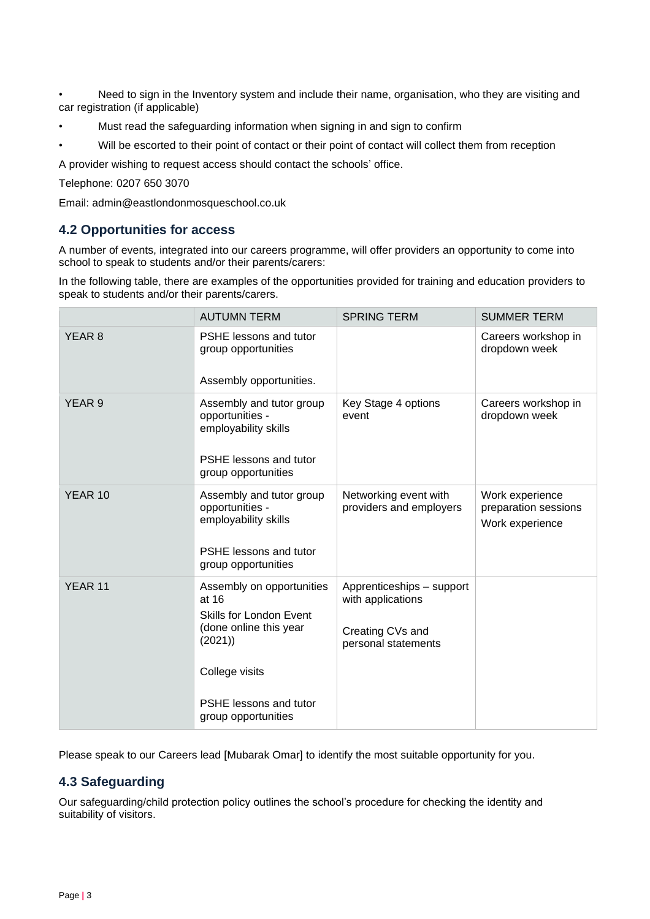- Need to sign in the Inventory system and include their name, organisation, who they are visiting and car registration (if applicable)
- Must read the safeguarding information when signing in and sign to confirm
- Will be escorted to their point of contact or their point of contact will collect them from reception

A provider wishing to request access should contact the schools' office.

Telephone: 0207 650 3070

Email: admin@eastlondonmosqueschool.co.uk

## 4.2 Opportunities for access

A number of events, integrated into our careers programme, will offer providers an opportunity to come into school to speak to students and/or their parents/carers:

In the following table, there are examples of the opportunities provided for training and education providers to speak to students and/or their parents/carers.

| | AUTUMN TERM | SPRING TERM | SUMMER TERM |
|---|---|---|---|
| YEAR 8 | PSHE lessons and tutor group opportunities<br><br>Assembly opportunities. | | Careers workshop in dropdown week |
| YEAR 9 | Assembly and tutor group opportunities - employability skills<br><br>PSHE lessons and tutor group opportunities | Key Stage 4 options event | Careers workshop in dropdown week |
| YEAR 10 | Assembly and tutor group opportunities - employability skills<br><br>PSHE lessons and tutor group opportunities | Networking event with providers and employers | Work experience preparation sessions<br>Work experience |
| YEAR 11 | Assembly on opportunities at 16<br>Skills for London Event (done online this year (2021))<br><br>College visits<br><br>PSHE lessons and tutor group opportunities | Apprenticeships – support with applications<br><br>Creating CVs and personal statements | |

Please speak to our Careers lead [Mubarak Omar] to identify the most suitable opportunity for you.

## 4.3 Safeguarding

Our safeguarding/child protection policy outlines the school's procedure for checking the identity and suitability of visitors.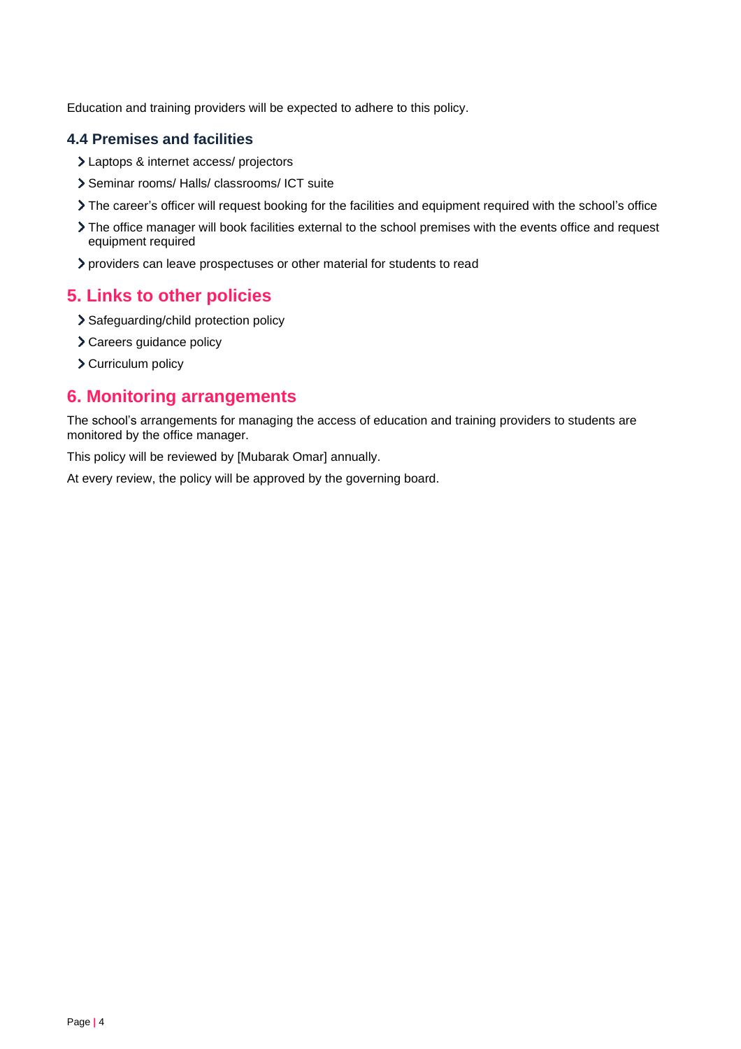Education and training providers will be expected to adhere to this policy.

### 4.4 Premises and facilities

- Laptops & internet access/ projectors
- Seminar rooms/ Halls/ classrooms/ ICT suite
- The career's officer will request booking for the facilities and equipment required with the school's office
- The office manager will book facilities external to the school premises with the events office and request equipment required
- providers can leave prospectuses or other material for students to read

## 5. Links to other policies

- Safeguarding/child protection policy
- Careers guidance policy
- Curriculum policy

## 6. Monitoring arrangements

The school's arrangements for managing the access of education and training providers to students are monitored by the office manager.

This policy will be reviewed by [Mubarak Omar] annually.

At every review, the policy will be approved by the governing board.